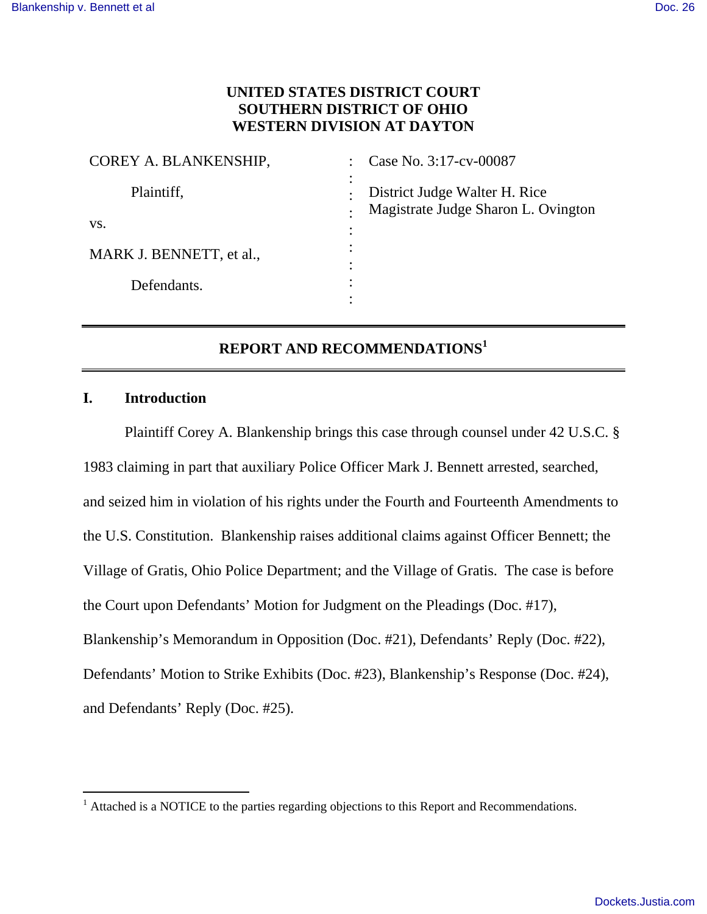**UNITED STATES DISTRICT COURT**
**SOUTHERN DISTRICT OF OHIO**
**WESTERN DIVISION AT DAYTON**

| | | |
|---|---|---|
| COREY A. BLANKENSHIP, | : | Case No. 3:17-cv-00087 |
| Plaintiff, | : | District Judge Walter H. Rice |
| vs. | : | Magistrate Judge Sharon L. Ovington |
| MARK J. BENNETT, et al., | : | |
| Defendants. | : | |

## REPORT AND RECOMMENDATIONS[1]

### I. Introduction

Plaintiff Corey A. Blankenship brings this case through counsel under 42 U.S.C. § 1983 claiming in part that auxiliary Police Officer Mark J. Bennett arrested, searched, and seized him in violation of his rights under the Fourth and Fourteenth Amendments to the U.S. Constitution. Blankenship raises additional claims against Officer Bennett; the Village of Gratis, Ohio Police Department; and the Village of Gratis. The case is before the Court upon Defendants' Motion for Judgment on the Pleadings (Doc. #17), Blankenship's Memorandum in Opposition (Doc. #21), Defendants' Reply (Doc. #22), Defendants' Motion to Strike Exhibits (Doc. #23), Blankenship's Response (Doc. #24), and Defendants' Reply (Doc. #25).

---

[1] Attached is a NOTICE to the parties regarding objections to this Report and Recommendations.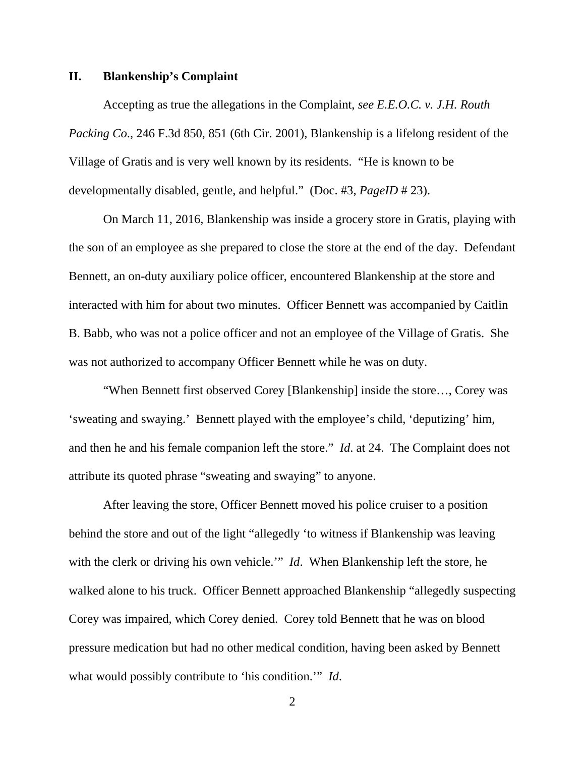## II. Blankenship's Complaint

Accepting as true the allegations in the Complaint, *see E.E.O.C. v. J.H. Routh Packing Co*., 246 F.3d 850, 851 (6th Cir. 2001), Blankenship is a lifelong resident of the Village of Gratis and is very well known by its residents. "He is known to be developmentally disabled, gentle, and helpful." (Doc. #3, *PageID* # 23).

On March 11, 2016, Blankenship was inside a grocery store in Gratis, playing with the son of an employee as she prepared to close the store at the end of the day. Defendant Bennett, an on-duty auxiliary police officer, encountered Blankenship at the store and interacted with him for about two minutes. Officer Bennett was accompanied by Caitlin B. Babb, who was not a police officer and not an employee of the Village of Gratis. She was not authorized to accompany Officer Bennett while he was on duty.

"When Bennett first observed Corey [Blankenship] inside the store…, Corey was 'sweating and swaying.' Bennett played with the employee's child, 'deputizing' him, and then he and his female companion left the store." *Id*. at 24. The Complaint does not attribute its quoted phrase "sweating and swaying" to anyone.

After leaving the store, Officer Bennett moved his police cruiser to a position behind the store and out of the light "allegedly 'to witness if Blankenship was leaving with the clerk or driving his own vehicle.'" *Id*. When Blankenship left the store, he walked alone to his truck. Officer Bennett approached Blankenship "allegedly suspecting Corey was impaired, which Corey denied. Corey told Bennett that he was on blood pressure medication but had no other medical condition, having been asked by Bennett what would possibly contribute to 'his condition.'" *Id*.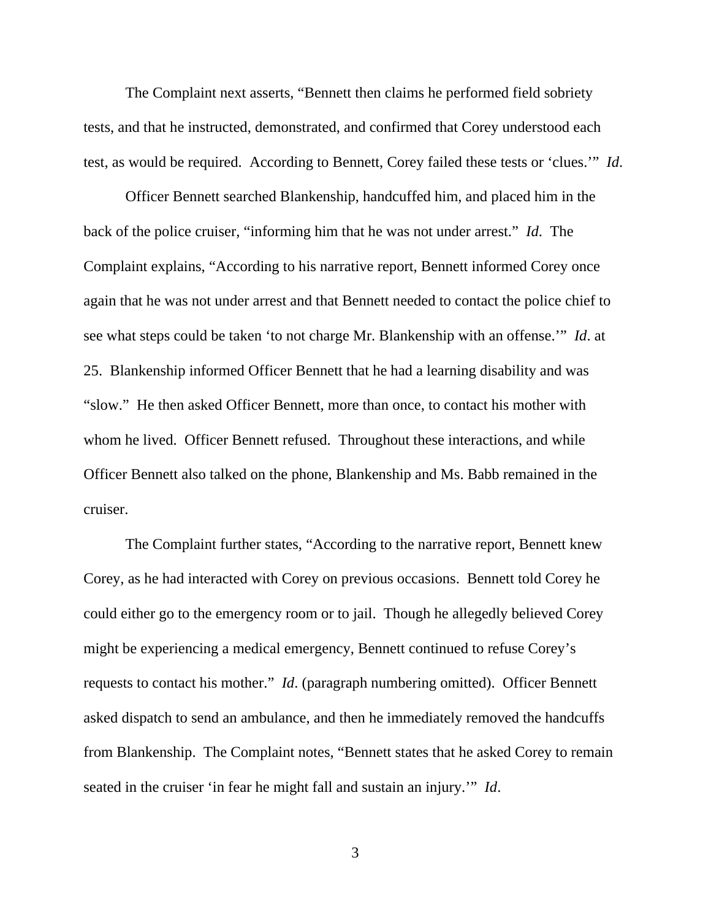The Complaint next asserts, "Bennett then claims he performed field sobriety tests, and that he instructed, demonstrated, and confirmed that Corey understood each test, as would be required. According to Bennett, Corey failed these tests or 'clues.'" *Id*.

Officer Bennett searched Blankenship, handcuffed him, and placed him in the back of the police cruiser, "informing him that he was not under arrest." *Id*. The Complaint explains, "According to his narrative report, Bennett informed Corey once again that he was not under arrest and that Bennett needed to contact the police chief to see what steps could be taken 'to not charge Mr. Blankenship with an offense.'" *Id*. at 25. Blankenship informed Officer Bennett that he had a learning disability and was "slow." He then asked Officer Bennett, more than once, to contact his mother with whom he lived. Officer Bennett refused. Throughout these interactions, and while Officer Bennett also talked on the phone, Blankenship and Ms. Babb remained in the cruiser.

The Complaint further states, "According to the narrative report, Bennett knew Corey, as he had interacted with Corey on previous occasions. Bennett told Corey he could either go to the emergency room or to jail. Though he allegedly believed Corey might be experiencing a medical emergency, Bennett continued to refuse Corey's requests to contact his mother." *Id*. (paragraph numbering omitted). Officer Bennett asked dispatch to send an ambulance, and then he immediately removed the handcuffs from Blankenship. The Complaint notes, "Bennett states that he asked Corey to remain seated in the cruiser 'in fear he might fall and sustain an injury.'" *Id*.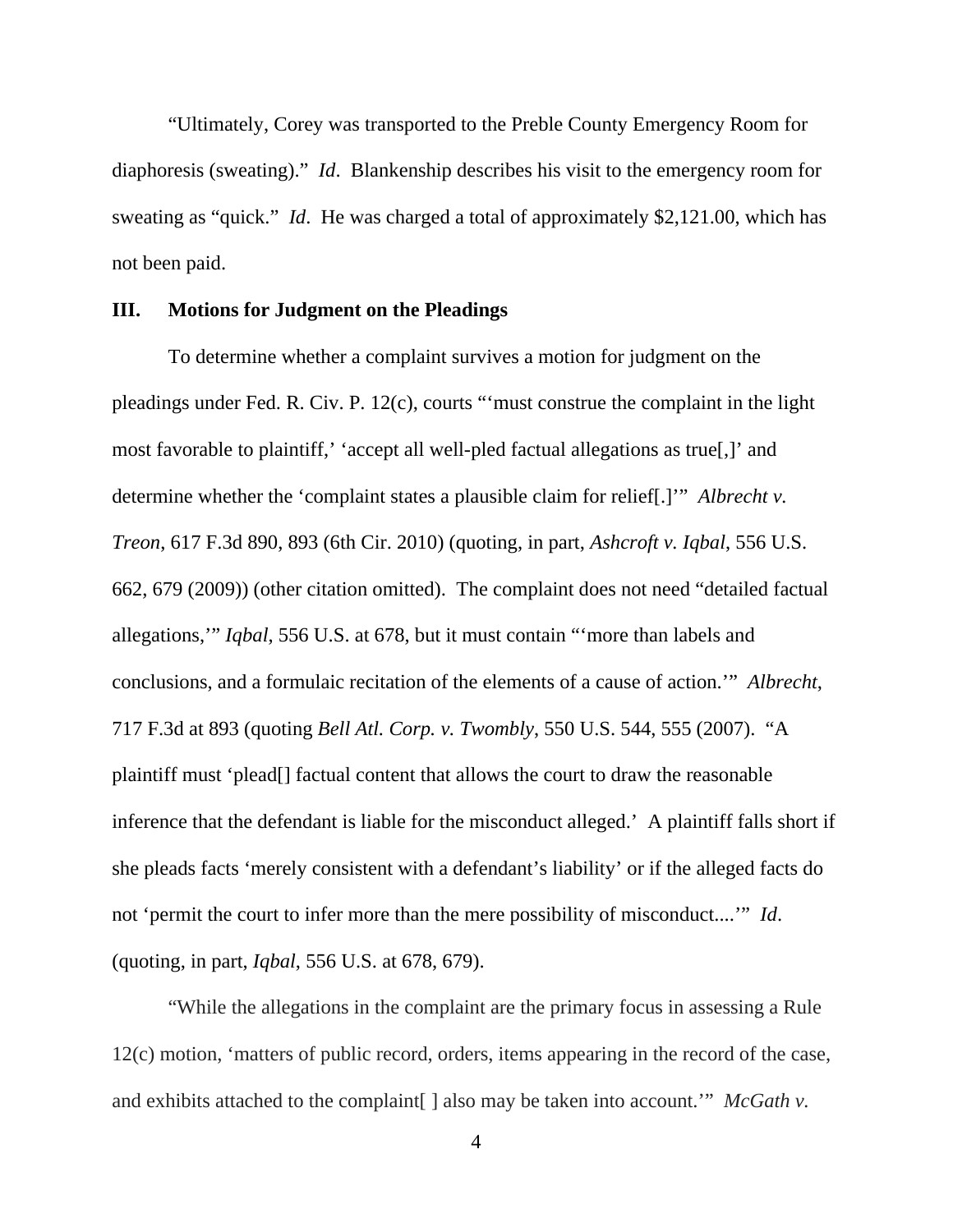"Ultimately, Corey was transported to the Preble County Emergency Room for diaphoresis (sweating)." *Id*. Blankenship describes his visit to the emergency room for sweating as "quick." *Id*. He was charged a total of approximately $2,121.00, which has not been paid.

## III. Motions for Judgment on the Pleadings

To determine whether a complaint survives a motion for judgment on the pleadings under Fed. R. Civ. P. 12(c), courts "'must construe the complaint in the light most favorable to plaintiff,' 'accept all well-pled factual allegations as true[,]' and determine whether the 'complaint states a plausible claim for relief[.]'" *Albrecht v. Treon*, 617 F.3d 890, 893 (6th Cir. 2010) (quoting, in part, *Ashcroft v. Iqbal*, 556 U.S. 662, 679 (2009)) (other citation omitted). The complaint does not need "detailed factual allegations,'" *Iqbal*, 556 U.S. at 678, but it must contain "'more than labels and conclusions, and a formulaic recitation of the elements of a cause of action.'" *Albrecht*, 717 F.3d at 893 (quoting *Bell Atl. Corp. v. Twombly*, 550 U.S. 544, 555 (2007). "A plaintiff must 'plead[] factual content that allows the court to draw the reasonable inference that the defendant is liable for the misconduct alleged.' A plaintiff falls short if she pleads facts 'merely consistent with a defendant's liability' or if the alleged facts do not 'permit the court to infer more than the mere possibility of misconduct....'" *Id*. (quoting, in part, *Iqbal*, 556 U.S. at 678, 679).

"While the allegations in the complaint are the primary focus in assessing a Rule 12(c) motion, 'matters of public record, orders, items appearing in the record of the case, and exhibits attached to the complaint[ ] also may be taken into account.'" *McGath v.*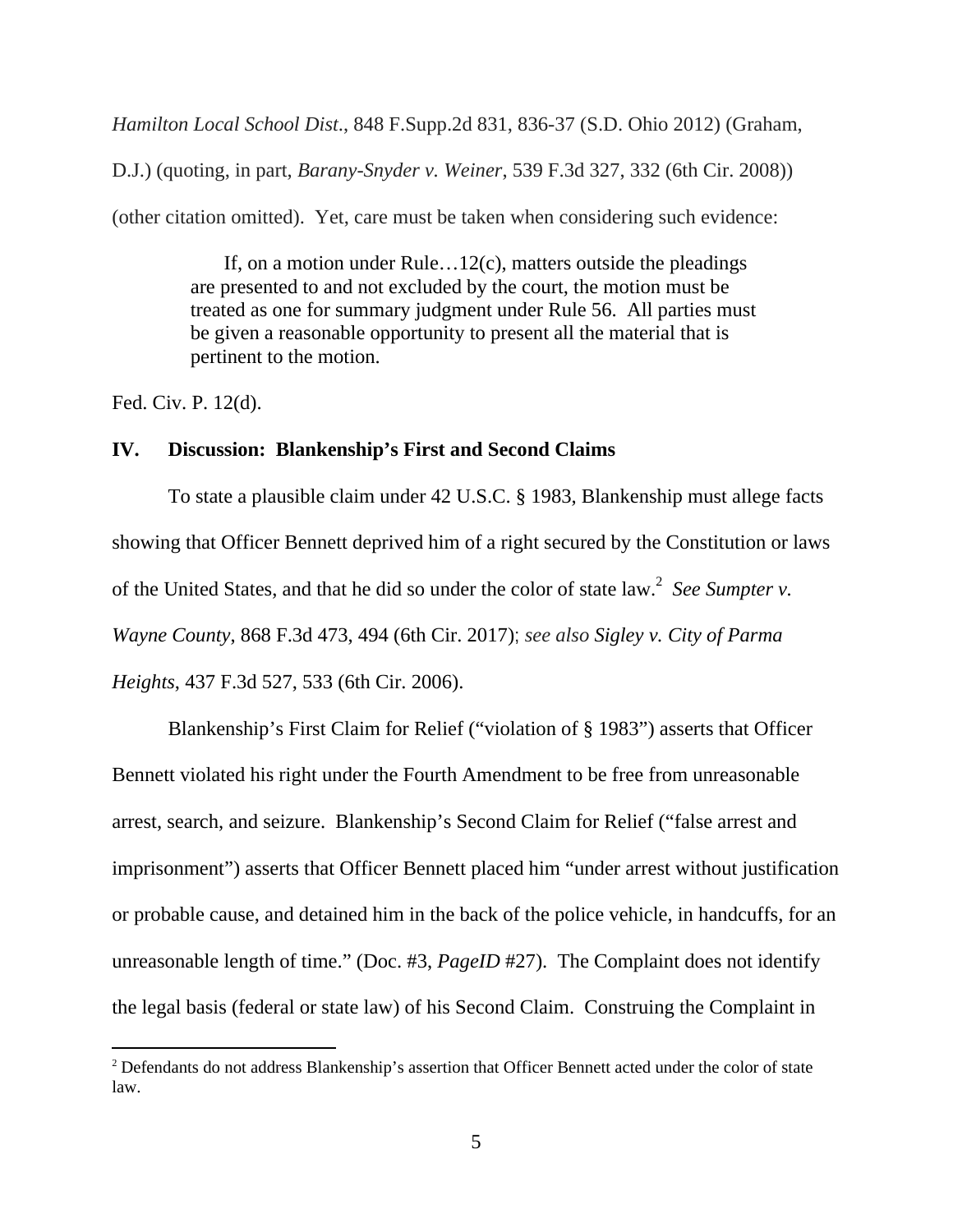*Hamilton Local School Dist*., 848 F.Supp.2d 831, 836-37 (S.D. Ohio 2012) (Graham, D.J.) (quoting, in part, *Barany-Snyder v. Weiner*, 539 F.3d 327, 332 (6th Cir. 2008)) (other citation omitted). Yet, care must be taken when considering such evidence:

> If, on a motion under Rule…12(c), matters outside the pleadings are presented to and not excluded by the court, the motion must be treated as one for summary judgment under Rule 56. All parties must be given a reasonable opportunity to present all the material that is pertinent to the motion.

Fed. Civ. P. 12(d).

## IV. Discussion: Blankenship's First and Second Claims

To state a plausible claim under 42 U.S.C. § 1983, Blankenship must allege facts showing that Officer Bennett deprived him of a right secured by the Constitution or laws of the United States, and that he did so under the color of state law.[2] *See Sumpter v. Wayne County*, 868 F.3d 473, 494 (6th Cir. 2017); *see also Sigley v. City of Parma Heights*, 437 F.3d 527, 533 (6th Cir. 2006).

Blankenship's First Claim for Relief ("violation of § 1983") asserts that Officer Bennett violated his right under the Fourth Amendment to be free from unreasonable arrest, search, and seizure. Blankenship's Second Claim for Relief ("false arrest and imprisonment") asserts that Officer Bennett placed him "under arrest without justification or probable cause, and detained him in the back of the police vehicle, in handcuffs, for an unreasonable length of time." (Doc. #3, *PageID* #27). The Complaint does not identify the legal basis (federal or state law) of his Second Claim. Construing the Complaint in

[2] Defendants do not address Blankenship's assertion that Officer Bennett acted under the color of state law.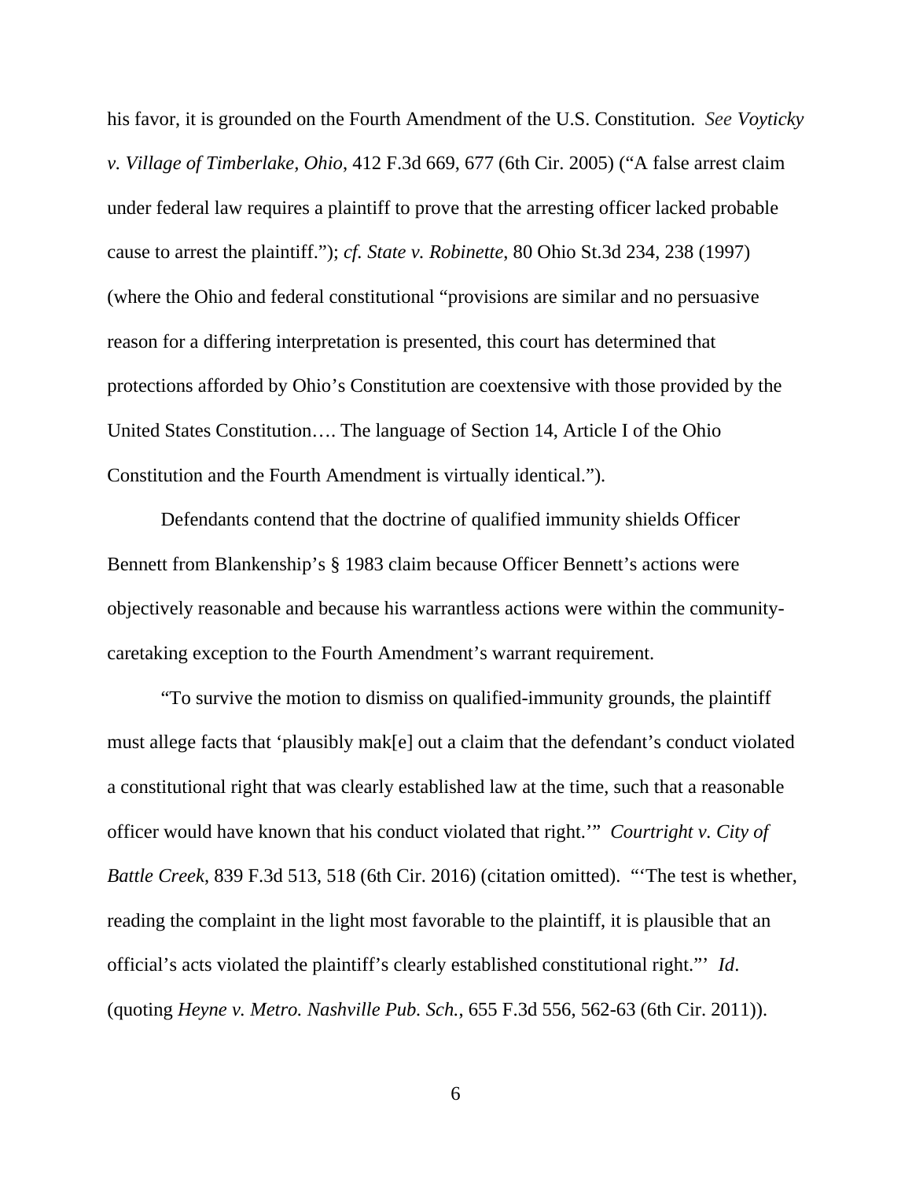his favor, it is grounded on the Fourth Amendment of the U.S. Constitution. *See Voyticky v. Village of Timberlake, Ohio*, 412 F.3d 669, 677 (6th Cir. 2005) ("A false arrest claim under federal law requires a plaintiff to prove that the arresting officer lacked probable cause to arrest the plaintiff."); *cf. State v. Robinette*, 80 Ohio St.3d 234, 238 (1997) (where the Ohio and federal constitutional "provisions are similar and no persuasive reason for a differing interpretation is presented, this court has determined that protections afforded by Ohio's Constitution are coextensive with those provided by the United States Constitution…. The language of Section 14, Article I of the Ohio Constitution and the Fourth Amendment is virtually identical.").

Defendants contend that the doctrine of qualified immunity shields Officer Bennett from Blankenship's § 1983 claim because Officer Bennett's actions were objectively reasonable and because his warrantless actions were within the community-caretaking exception to the Fourth Amendment's warrant requirement.

"To survive the motion to dismiss on qualified-immunity grounds, the plaintiff must allege facts that 'plausibly mak[e] out a claim that the defendant's conduct violated a constitutional right that was clearly established law at the time, such that a reasonable officer would have known that his conduct violated that right.'" *Courtright v. City of Battle Creek*, 839 F.3d 513, 518 (6th Cir. 2016) (citation omitted). "'The test is whether, reading the complaint in the light most favorable to the plaintiff, it is plausible that an official's acts violated the plaintiff's clearly established constitutional right."' *Id*. (quoting *Heyne v. Metro. Nashville Pub. Sch.*, 655 F.3d 556, 562-63 (6th Cir. 2011)).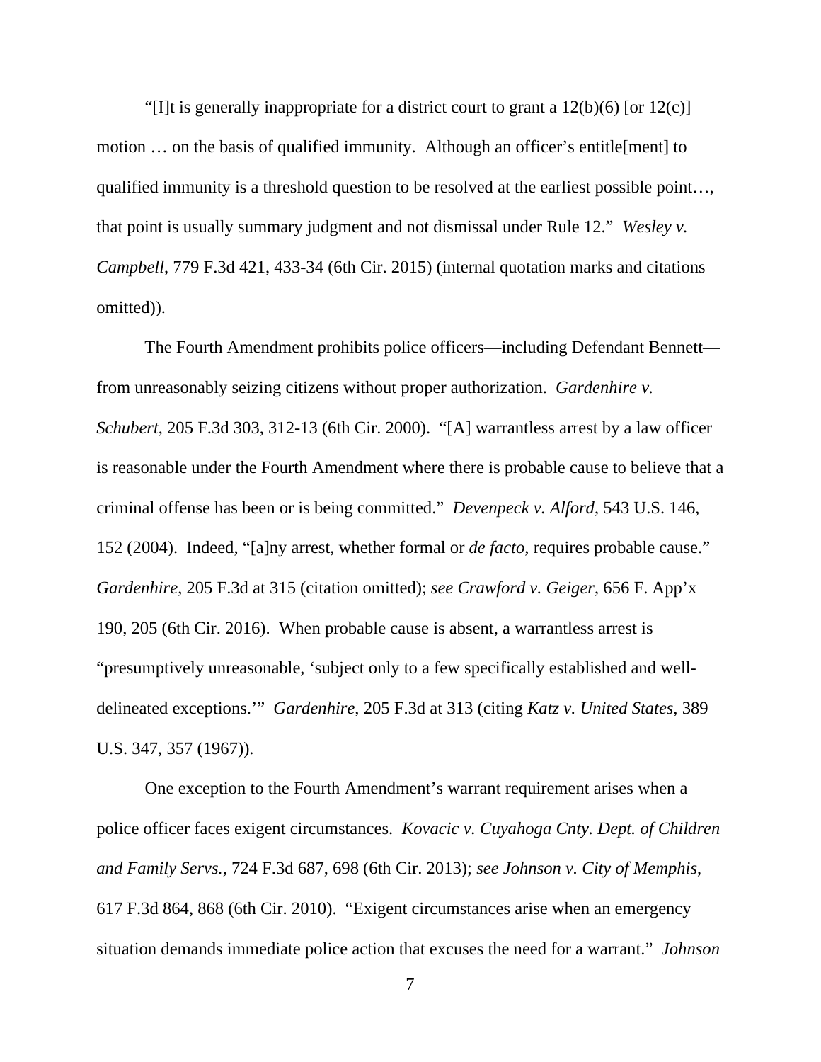"[I]t is generally inappropriate for a district court to grant a 12(b)(6) [or 12(c)] motion … on the basis of qualified immunity. Although an officer's entitle[ment] to qualified immunity is a threshold question to be resolved at the earliest possible point…, that point is usually summary judgment and not dismissal under Rule 12." *Wesley v. Campbell*, 779 F.3d 421, 433-34 (6th Cir. 2015) (internal quotation marks and citations omitted)).

The Fourth Amendment prohibits police officers—including Defendant Bennett—from unreasonably seizing citizens without proper authorization. *Gardenhire v. Schubert*, 205 F.3d 303, 312-13 (6th Cir. 2000). "[A] warrantless arrest by a law officer is reasonable under the Fourth Amendment where there is probable cause to believe that a criminal offense has been or is being committed." *Devenpeck v. Alford*, 543 U.S. 146, 152 (2004). Indeed, "[a]ny arrest, whether formal or *de facto*, requires probable cause." *Gardenhire*, 205 F.3d at 315 (citation omitted); *see Crawford v. Geiger*, 656 F. App'x 190, 205 (6th Cir. 2016). When probable cause is absent, a warrantless arrest is "presumptively unreasonable, 'subject only to a few specifically established and well-delineated exceptions.'" *Gardenhire*, 205 F.3d at 313 (citing *Katz v. United States*, 389 U.S. 347, 357 (1967)).

One exception to the Fourth Amendment's warrant requirement arises when a police officer faces exigent circumstances. *Kovacic v. Cuyahoga Cnty. Dept. of Children and Family Servs.*, 724 F.3d 687, 698 (6th Cir. 2013); *see Johnson v. City of Memphis*, 617 F.3d 864, 868 (6th Cir. 2010). "Exigent circumstances arise when an emergency situation demands immediate police action that excuses the need for a warrant." *Johnson*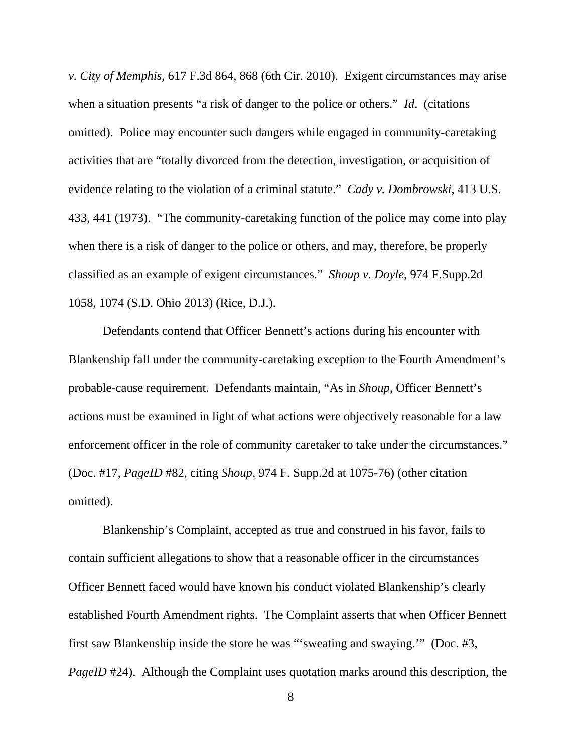*v. City of Memphis*, 617 F.3d 864, 868 (6th Cir. 2010). Exigent circumstances may arise when a situation presents "a risk of danger to the police or others." *Id*. (citations omitted). Police may encounter such dangers while engaged in community-caretaking activities that are "totally divorced from the detection, investigation, or acquisition of evidence relating to the violation of a criminal statute." *Cady v. Dombrowski*, 413 U.S. 433, 441 (1973). "The community-caretaking function of the police may come into play when there is a risk of danger to the police or others, and may, therefore, be properly classified as an example of exigent circumstances." *Shoup v. Doyle*, 974 F.Supp.2d 1058, 1074 (S.D. Ohio 2013) (Rice, D.J.).

Defendants contend that Officer Bennett's actions during his encounter with Blankenship fall under the community-caretaking exception to the Fourth Amendment's probable-cause requirement. Defendants maintain, "As in *Shoup*, Officer Bennett's actions must be examined in light of what actions were objectively reasonable for a law enforcement officer in the role of community caretaker to take under the circumstances." (Doc. #17, *PageID* #82, citing *Shoup*, 974 F. Supp.2d at 1075-76) (other citation omitted).

Blankenship's Complaint, accepted as true and construed in his favor, fails to contain sufficient allegations to show that a reasonable officer in the circumstances Officer Bennett faced would have known his conduct violated Blankenship's clearly established Fourth Amendment rights. The Complaint asserts that when Officer Bennett first saw Blankenship inside the store he was "'sweating and swaying.'" (Doc. #3, *PageID* #24). Although the Complaint uses quotation marks around this description, the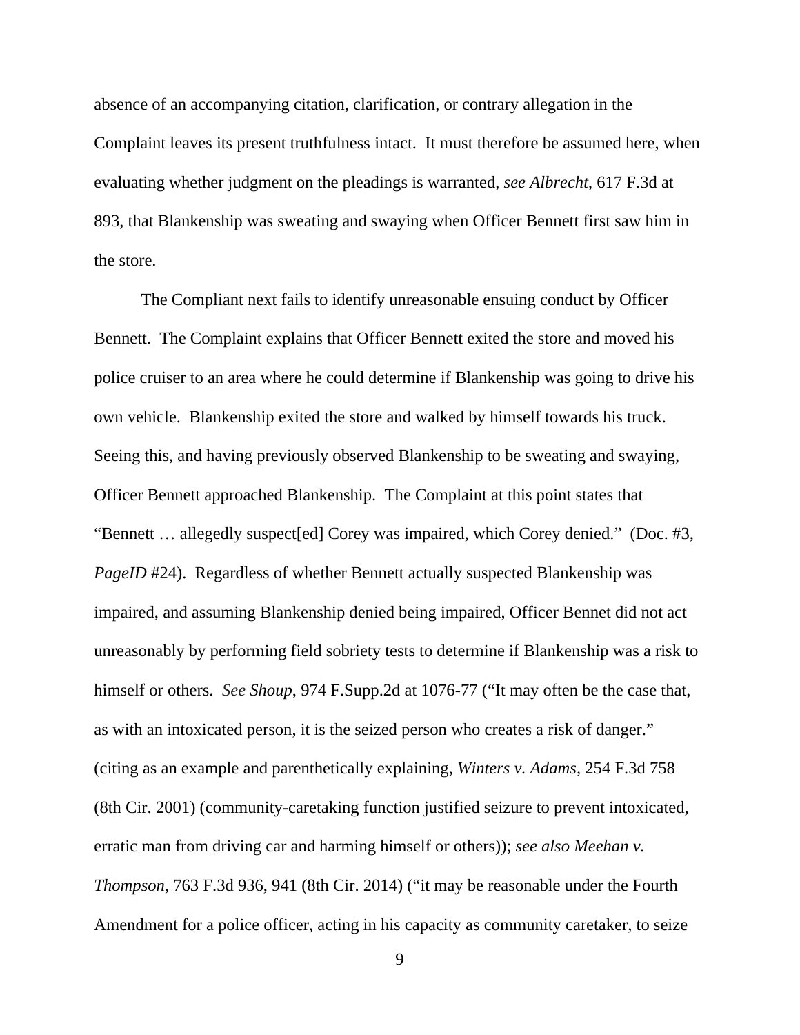absence of an accompanying citation, clarification, or contrary allegation in the Complaint leaves its present truthfulness intact. It must therefore be assumed here, when evaluating whether judgment on the pleadings is warranted, *see Albrecht*, 617 F.3d at 893, that Blankenship was sweating and swaying when Officer Bennett first saw him in the store.

The Compliant next fails to identify unreasonable ensuing conduct by Officer Bennett. The Complaint explains that Officer Bennett exited the store and moved his police cruiser to an area where he could determine if Blankenship was going to drive his own vehicle. Blankenship exited the store and walked by himself towards his truck. Seeing this, and having previously observed Blankenship to be sweating and swaying, Officer Bennett approached Blankenship. The Complaint at this point states that "Bennett … allegedly suspect[ed] Corey was impaired, which Corey denied." (Doc. #3, *PageID* #24). Regardless of whether Bennett actually suspected Blankenship was impaired, and assuming Blankenship denied being impaired, Officer Bennet did not act unreasonably by performing field sobriety tests to determine if Blankenship was a risk to himself or others. *See Shoup*, 974 F.Supp.2d at 1076-77 ("It may often be the case that, as with an intoxicated person, it is the seized person who creates a risk of danger." (citing as an example and parenthetically explaining, *Winters v. Adams*, 254 F.3d 758 (8th Cir. 2001) (community-caretaking function justified seizure to prevent intoxicated, erratic man from driving car and harming himself or others)); *see also Meehan v. Thompson*, 763 F.3d 936, 941 (8th Cir. 2014) ("it may be reasonable under the Fourth Amendment for a police officer, acting in his capacity as community caretaker, to seize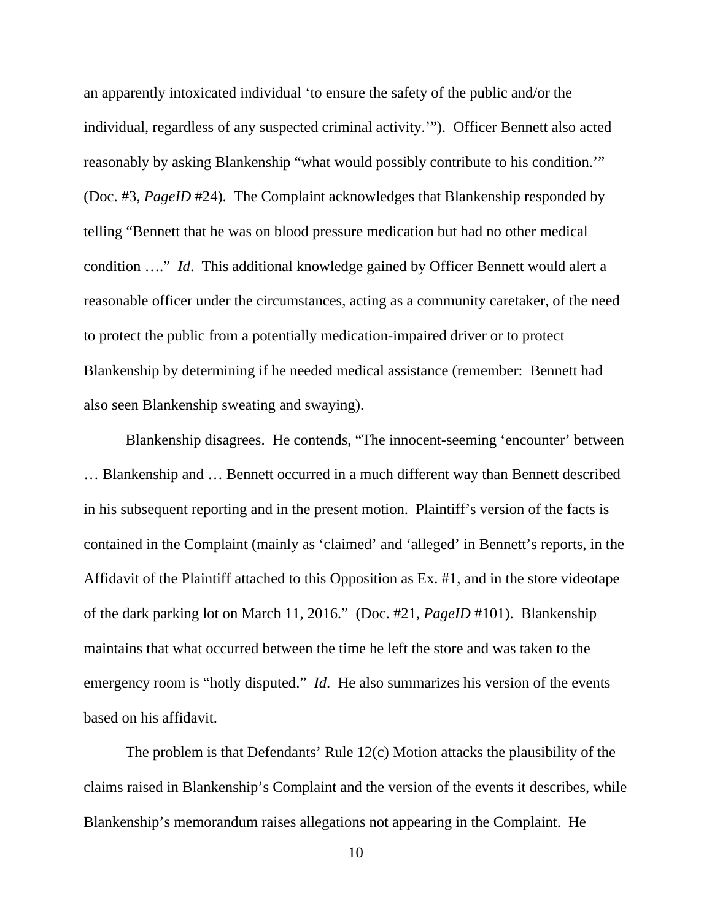an apparently intoxicated individual 'to ensure the safety of the public and/or the individual, regardless of any suspected criminal activity.'"). Officer Bennett also acted reasonably by asking Blankenship "what would possibly contribute to his condition.'" (Doc. #3, *PageID* #24). The Complaint acknowledges that Blankenship responded by telling "Bennett that he was on blood pressure medication but had no other medical condition …." *Id*. This additional knowledge gained by Officer Bennett would alert a reasonable officer under the circumstances, acting as a community caretaker, of the need to protect the public from a potentially medication-impaired driver or to protect Blankenship by determining if he needed medical assistance (remember: Bennett had also seen Blankenship sweating and swaying).

Blankenship disagrees. He contends, "The innocent-seeming 'encounter' between … Blankenship and … Bennett occurred in a much different way than Bennett described in his subsequent reporting and in the present motion. Plaintiff's version of the facts is contained in the Complaint (mainly as 'claimed' and 'alleged' in Bennett's reports, in the Affidavit of the Plaintiff attached to this Opposition as Ex. #1, and in the store videotape of the dark parking lot on March 11, 2016." (Doc. #21, *PageID* #101). Blankenship maintains that what occurred between the time he left the store and was taken to the emergency room is "hotly disputed." *Id*. He also summarizes his version of the events based on his affidavit.

The problem is that Defendants' Rule 12(c) Motion attacks the plausibility of the claims raised in Blankenship's Complaint and the version of the events it describes, while Blankenship's memorandum raises allegations not appearing in the Complaint. He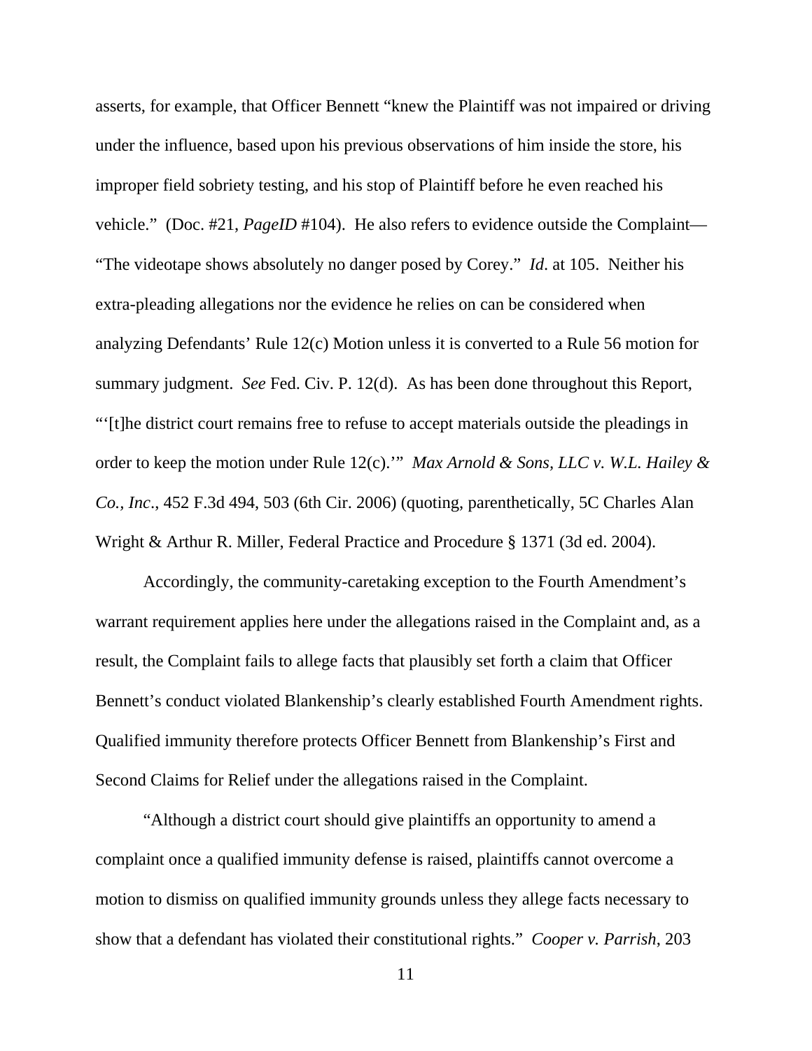asserts, for example, that Officer Bennett "knew the Plaintiff was not impaired or driving under the influence, based upon his previous observations of him inside the store, his improper field sobriety testing, and his stop of Plaintiff before he even reached his vehicle." (Doc. #21, *PageID* #104). He also refers to evidence outside the Complaint—"The videotape shows absolutely no danger posed by Corey." *Id*. at 105. Neither his extra-pleading allegations nor the evidence he relies on can be considered when analyzing Defendants' Rule 12(c) Motion unless it is converted to a Rule 56 motion for summary judgment. *See* Fed. Civ. P. 12(d). As has been done throughout this Report, "'[t]he district court remains free to refuse to accept materials outside the pleadings in order to keep the motion under Rule 12(c).'" *Max Arnold & Sons, LLC v. W.L. Hailey & Co., Inc*., 452 F.3d 494, 503 (6th Cir. 2006) (quoting, parenthetically, 5C Charles Alan Wright & Arthur R. Miller, Federal Practice and Procedure § 1371 (3d ed. 2004).

Accordingly, the community-caretaking exception to the Fourth Amendment's warrant requirement applies here under the allegations raised in the Complaint and, as a result, the Complaint fails to allege facts that plausibly set forth a claim that Officer Bennett's conduct violated Blankenship's clearly established Fourth Amendment rights. Qualified immunity therefore protects Officer Bennett from Blankenship's First and Second Claims for Relief under the allegations raised in the Complaint.

"Although a district court should give plaintiffs an opportunity to amend a complaint once a qualified immunity defense is raised, plaintiffs cannot overcome a motion to dismiss on qualified immunity grounds unless they allege facts necessary to show that a defendant has violated their constitutional rights." *Cooper v. Parrish*, 203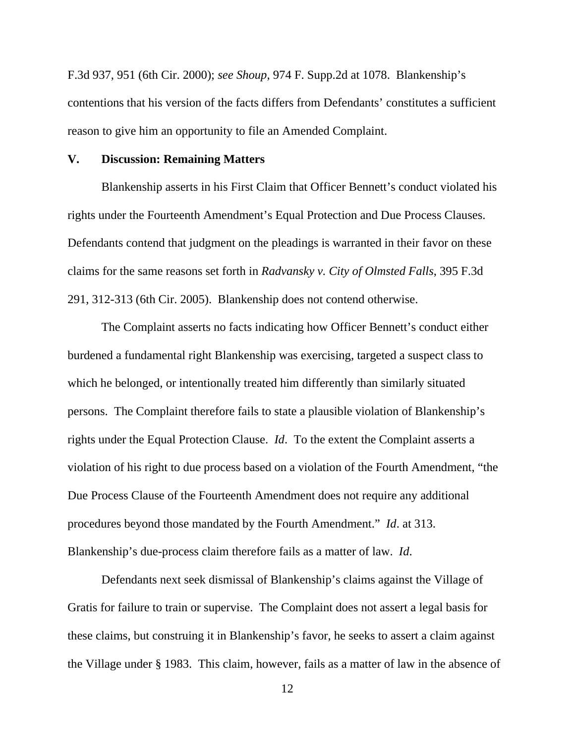F.3d 937, 951 (6th Cir. 2000); *see Shoup*, 974 F. Supp.2d at 1078. Blankenship's contentions that his version of the facts differs from Defendants' constitutes a sufficient reason to give him an opportunity to file an Amended Complaint.

## V. Discussion: Remaining Matters

Blankenship asserts in his First Claim that Officer Bennett's conduct violated his rights under the Fourteenth Amendment's Equal Protection and Due Process Clauses. Defendants contend that judgment on the pleadings is warranted in their favor on these claims for the same reasons set forth in *Radvansky v. City of Olmsted Falls*, 395 F.3d 291, 312-313 (6th Cir. 2005). Blankenship does not contend otherwise.

The Complaint asserts no facts indicating how Officer Bennett's conduct either burdened a fundamental right Blankenship was exercising, targeted a suspect class to which he belonged, or intentionally treated him differently than similarly situated persons. The Complaint therefore fails to state a plausible violation of Blankenship's rights under the Equal Protection Clause. *Id*. To the extent the Complaint asserts a violation of his right to due process based on a violation of the Fourth Amendment, "the Due Process Clause of the Fourteenth Amendment does not require any additional procedures beyond those mandated by the Fourth Amendment." *Id*. at 313. Blankenship's due-process claim therefore fails as a matter of law. *Id*.

Defendants next seek dismissal of Blankenship's claims against the Village of Gratis for failure to train or supervise. The Complaint does not assert a legal basis for these claims, but construing it in Blankenship's favor, he seeks to assert a claim against the Village under § 1983. This claim, however, fails as a matter of law in the absence of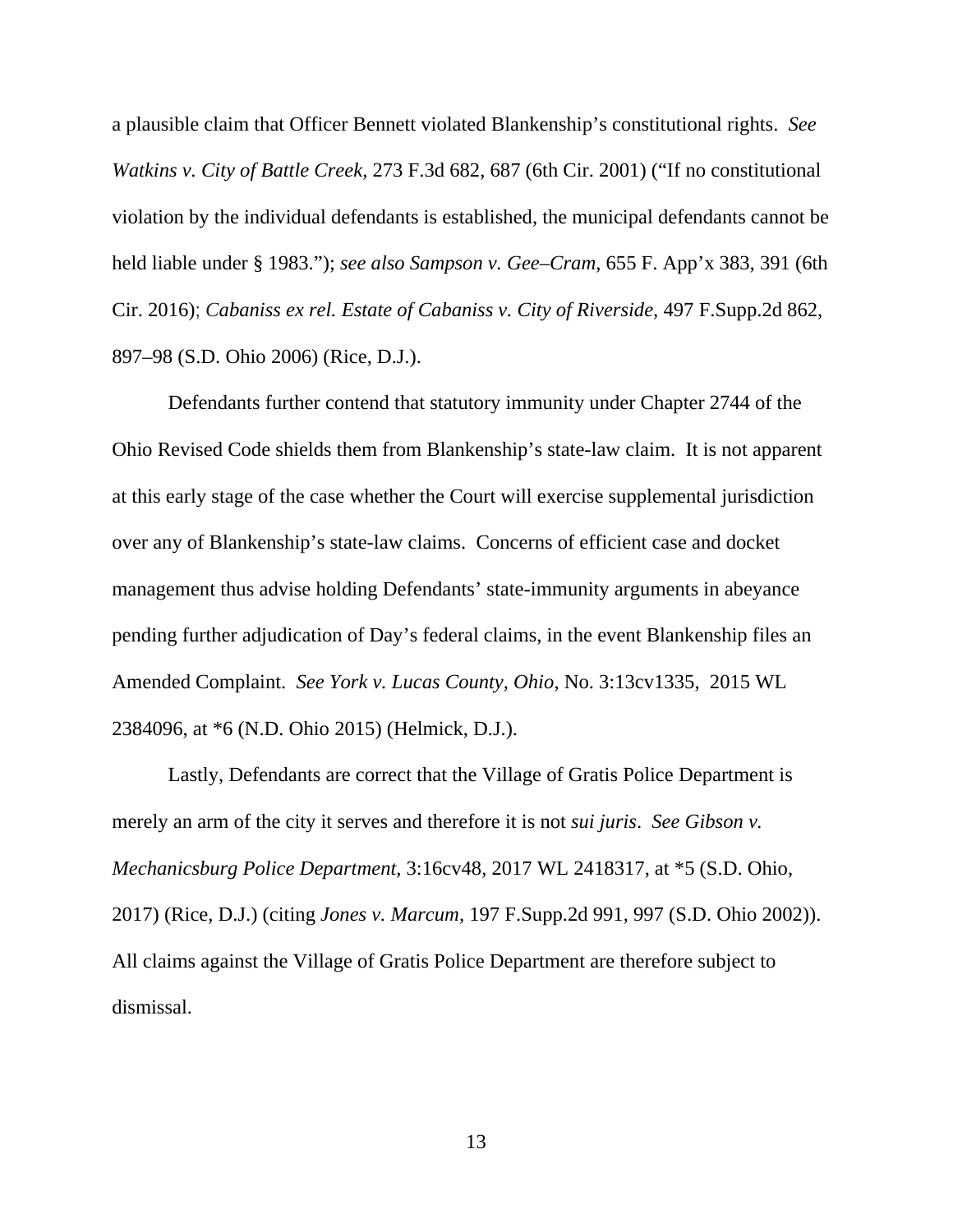a plausible claim that Officer Bennett violated Blankenship's constitutional rights. *See Watkins v. City of Battle Creek*, 273 F.3d 682, 687 (6th Cir. 2001) ("If no constitutional violation by the individual defendants is established, the municipal defendants cannot be held liable under § 1983."); *see also Sampson v. Gee–Cram*, 655 F. App'x 383, 391 (6th Cir. 2016); *Cabaniss ex rel. Estate of Cabaniss v. City of Riverside*, 497 F.Supp.2d 862, 897–98 (S.D. Ohio 2006) (Rice, D.J.).

Defendants further contend that statutory immunity under Chapter 2744 of the Ohio Revised Code shields them from Blankenship's state-law claim. It is not apparent at this early stage of the case whether the Court will exercise supplemental jurisdiction over any of Blankenship's state-law claims. Concerns of efficient case and docket management thus advise holding Defendants' state-immunity arguments in abeyance pending further adjudication of Day's federal claims, in the event Blankenship files an Amended Complaint. *See York v. Lucas County, Ohio*, No. 3:13cv1335, 2015 WL 2384096, at *6 (N.D. Ohio 2015) (Helmick, D.J.).

Lastly, Defendants are correct that the Village of Gratis Police Department is merely an arm of the city it serves and therefore it is not *sui juris*. *See Gibson v. Mechanicsburg Police Department*, 3:16cv48, 2017 WL 2418317, at *5 (S.D. Ohio, 2017) (Rice, D.J.) (citing *Jones v. Marcum*, 197 F.Supp.2d 991, 997 (S.D. Ohio 2002)). All claims against the Village of Gratis Police Department are therefore subject to dismissal.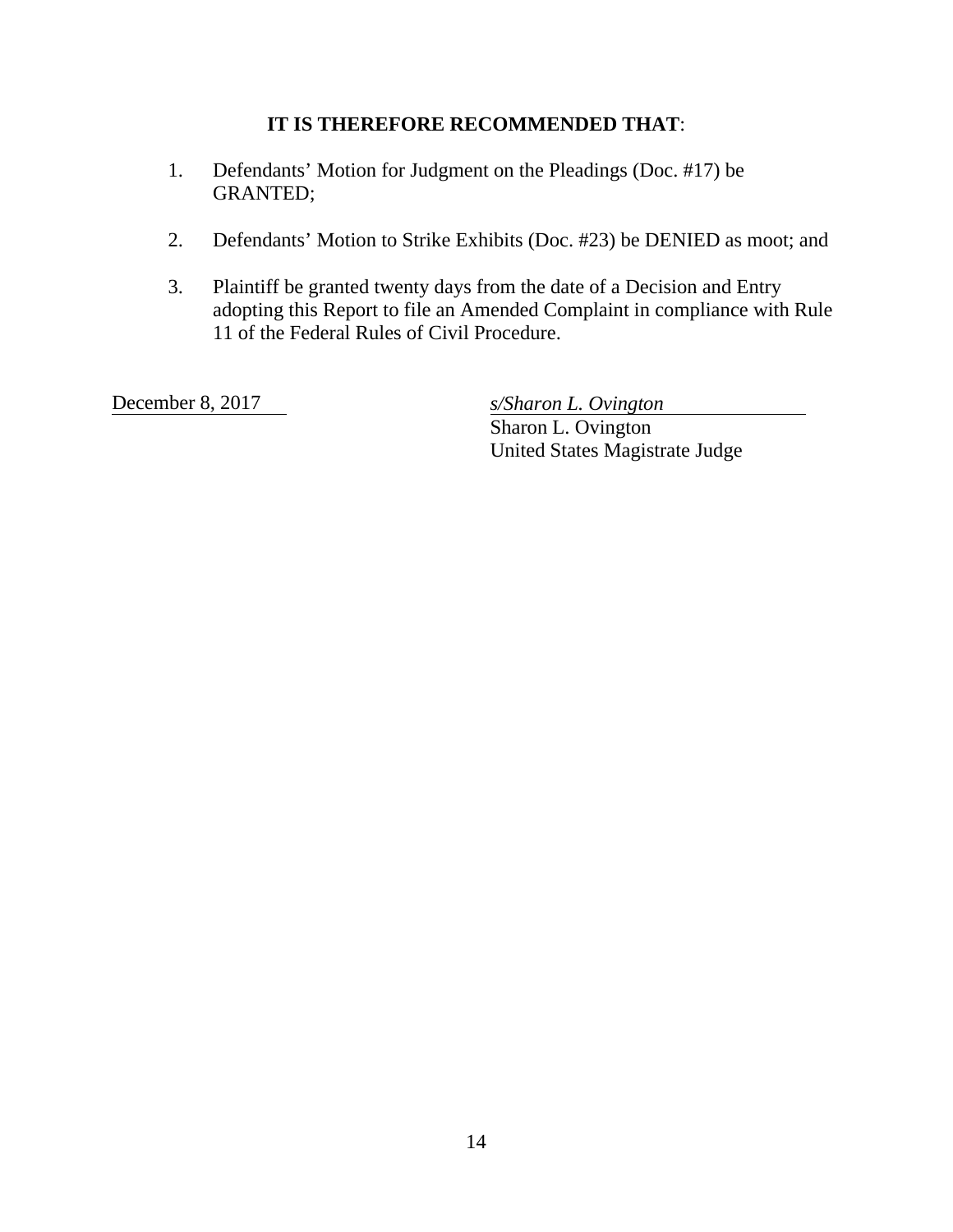**IT IS THEREFORE RECOMMENDED THAT**:

1. Defendants' Motion for Judgment on the Pleadings (Doc. #17) be GRANTED;

2. Defendants' Motion to Strike Exhibits (Doc. #23) be DENIED as moot; and

3. Plaintiff be granted twenty days from the date of a Decision and Entry adopting this Report to file an Amended Complaint in compliance with Rule 11 of the Federal Rules of Civil Procedure.

December 8, 2017

*s/Sharon L. Ovington*
Sharon L. Ovington
United States Magistrate Judge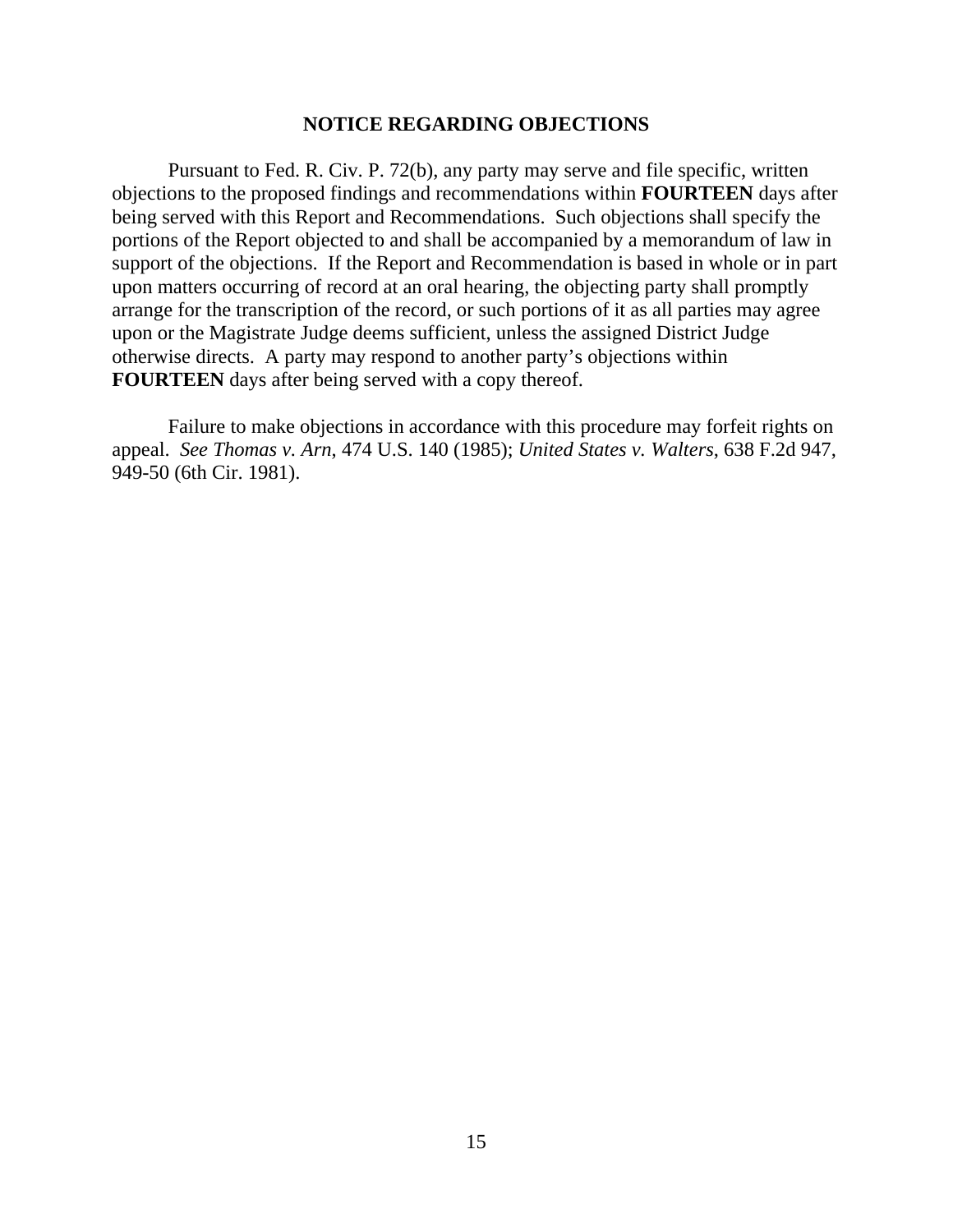## NOTICE REGARDING OBJECTIONS

Pursuant to Fed. R. Civ. P. 72(b), any party may serve and file specific, written objections to the proposed findings and recommendations within **FOURTEEN** days after being served with this Report and Recommendations. Such objections shall specify the portions of the Report objected to and shall be accompanied by a memorandum of law in support of the objections. If the Report and Recommendation is based in whole or in part upon matters occurring of record at an oral hearing, the objecting party shall promptly arrange for the transcription of the record, or such portions of it as all parties may agree upon or the Magistrate Judge deems sufficient, unless the assigned District Judge otherwise directs. A party may respond to another party's objections within **FOURTEEN** days after being served with a copy thereof.

Failure to make objections in accordance with this procedure may forfeit rights on appeal. *See Thomas v. Arn*, 474 U.S. 140 (1985); *United States v. Walters*, 638 F.2d 947, 949-50 (6th Cir. 1981).